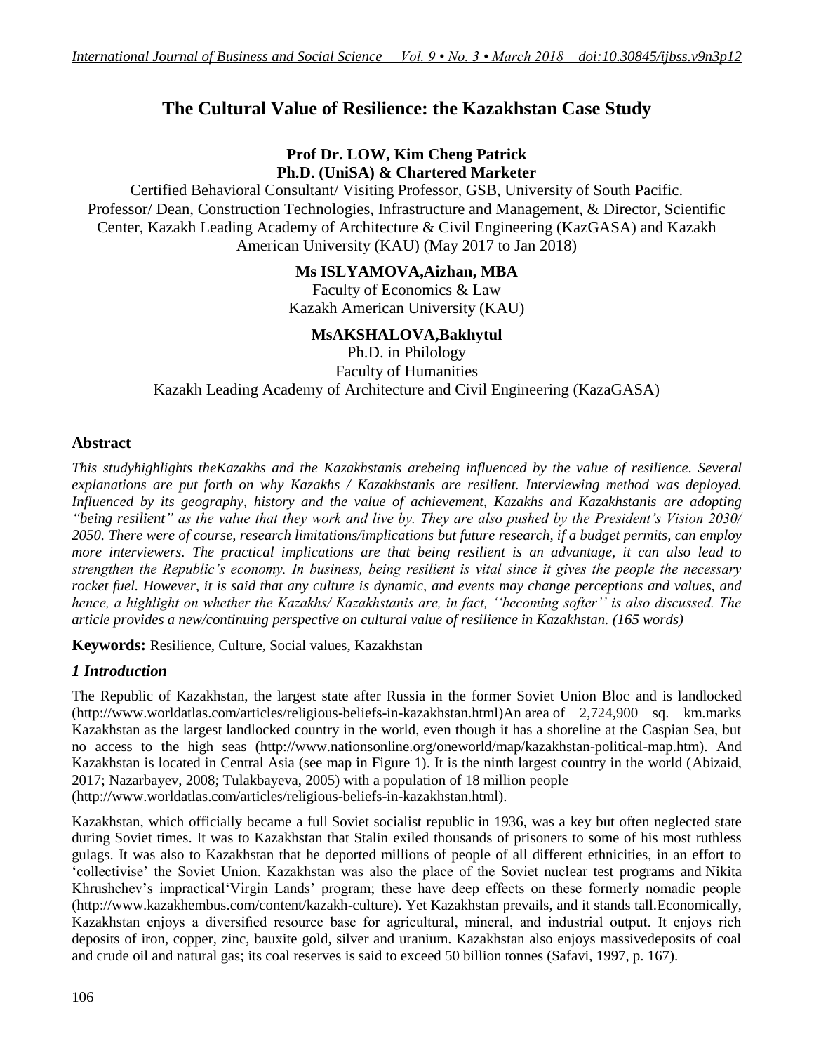# The Cultural Value of Resilience: the Kazakhstan Case Study

**Prof Dr. LOW, Kim Cheng Patrick**
**Ph.D. (UniSA) & Chartered Marketer**

Certified Behavioral Consultant/ Visiting Professor, GSB, University of South Pacific.
Professor/ Dean, Construction Technologies, Infrastructure and Management, & Director, Scientific Center, Kazakh Leading Academy of Architecture & Civil Engineering (KazGASA) and Kazakh American University (KAU) (May 2017 to Jan 2018)

**Ms ISLYAMOVA,Aizhan, MBA**
Faculty of Economics & Law
Kazakh American University (KAU)

**MsAKSHALOVA,Bakhytul**
Ph.D. in Philology
Faculty of Humanities
Kazakh Leading Academy of Architecture and Civil Engineering (KazaGASA)

### Abstract

*This studyhighlights theKazakhs and the Kazakhstanis arebeing influenced by the value of resilience. Several explanations are put forth on why Kazakhs / Kazakhstanis are resilient. Interviewing method was deployed. Influenced by its geography, history and the value of achievement, Kazakhs and Kazakhstanis are adopting "being resilient" as the value that they work and live by. They are also pushed by the President's Vision 2030/ 2050. There were of course, research limitations/implications but future research, if a budget permits, can employ more interviewers. The practical implications are that being resilient is an advantage, it can also lead to strengthen the Republic's economy. In business, being resilient is vital since it gives the people the necessary rocket fuel. However, it is said that any culture is dynamic, and events may change perceptions and values, and hence, a highlight on whether the Kazakhs/ Kazakhstanis are, in fact, ''becoming softer'' is also discussed. The article provides a new/continuing perspective on cultural value of resilience in Kazakhstan. (165 words)*

**Keywords:** Resilience, Culture, Social values, Kazakhstan

## *1 Introduction*

The Republic of Kazakhstan, the largest state after Russia in the former Soviet Union Bloc and is landlocked (http://www.worldatlas.com/articles/religious-beliefs-in-kazakhstan.html)An area of 2,724,900 sq. km.marks Kazakhstan as the largest landlocked country in the world, even though it has a shoreline at the Caspian Sea, but no access to the high seas (http://www.nationsonline.org/oneworld/map/kazakhstan-political-map.htm). And Kazakhstan is located in Central Asia (see map in Figure 1). It is the ninth largest country in the world (Abizaid, 2017; Nazarbayev, 2008; Tulakbayeva, 2005) with a population of 18 million people (http://www.worldatlas.com/articles/religious-beliefs-in-kazakhstan.html).

Kazakhstan, which officially became a full Soviet socialist republic in 1936, was a key but often neglected state during Soviet times. It was to Kazakhstan that Stalin exiled thousands of prisoners to some of his most ruthless gulags. It was also to Kazakhstan that he deported millions of people of all different ethnicities, in an effort to 'collectivise' the Soviet Union. Kazakhstan was also the place of the Soviet nuclear test programs and Nikita Khrushchev's impractical'Virgin Lands' program; these have deep effects on these formerly nomadic people (http://www.kazakhembus.com/content/kazakh-culture). Yet Kazakhstan prevails, and it stands tall.Economically, Kazakhstan enjoys a diversified resource base for agricultural, mineral, and industrial output. It enjoys rich deposits of iron, copper, zinc, bauxite gold, silver and uranium. Kazakhstan also enjoys massivedeposits of coal and crude oil and natural gas; its coal reserves is said to exceed 50 billion tonnes (Safavi, 1997, p. 167).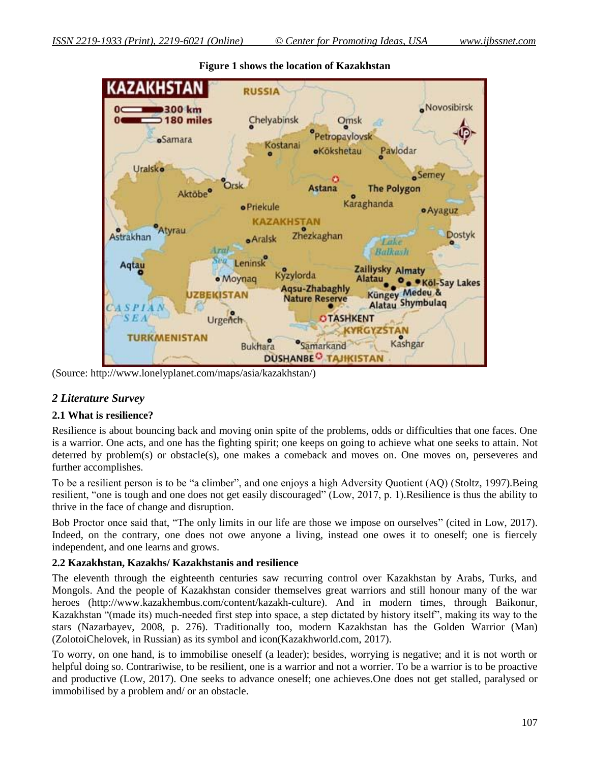**Figure 1 shows the location of Kazakhstan**

(Source: http://www.lonelyplanet.com/maps/asia/kazakhstan/)

## *2 Literature Survey*

### 2.1 What is resilience?

Resilience is about bouncing back and moving onin spite of the problems, odds or difficulties that one faces. One is a warrior. One acts, and one has the fighting spirit; one keeps on going to achieve what one seeks to attain. Not deterred by problem(s) or obstacle(s), one makes a comeback and moves on. One moves on, perseveres and further accomplishes.

To be a resilient person is to be "a climber", and one enjoys a high Adversity Quotient (AQ) (Stoltz, 1997).Being resilient, "one is tough and one does not get easily discouraged" (Low, 2017, p. 1).Resilience is thus the ability to thrive in the face of change and disruption.

Bob Proctor once said that, "The only limits in our life are those we impose on ourselves" (cited in Low, 2017). Indeed, on the contrary, one does not owe anyone a living, instead one owes it to oneself; one is fiercely independent, and one learns and grows.

### 2.2 Kazakhstan, Kazakhs/ Kazakhstanis and resilience

The eleventh through the eighteenth centuries saw recurring control over Kazakhstan by Arabs, Turks, and Mongols. And the people of Kazakhstan consider themselves great warriors and still honour many of the war heroes (http://www.kazakhembus.com/content/kazakh-culture). And in modern times, through Baikonur, Kazakhstan "(made its) much-needed first step into space, a step dictated by history itself", making its way to the stars (Nazarbayev, 2008, p. 276). Traditionally too, modern Kazakhstan has the Golden Warrior (Man) (ZolotoiChelovek, in Russian) as its symbol and icon(Kazakhworld.com, 2017).

To worry, on one hand, is to immobilise oneself (a leader); besides, worrying is negative; and it is not worth or helpful doing so. Contrariwise, to be resilient, one is a warrior and not a worrier. To be a warrior is to be proactive and productive (Low, 2017). One seeks to advance oneself; one achieves.One does not get stalled, paralysed or immobilised by a problem and/ or an obstacle.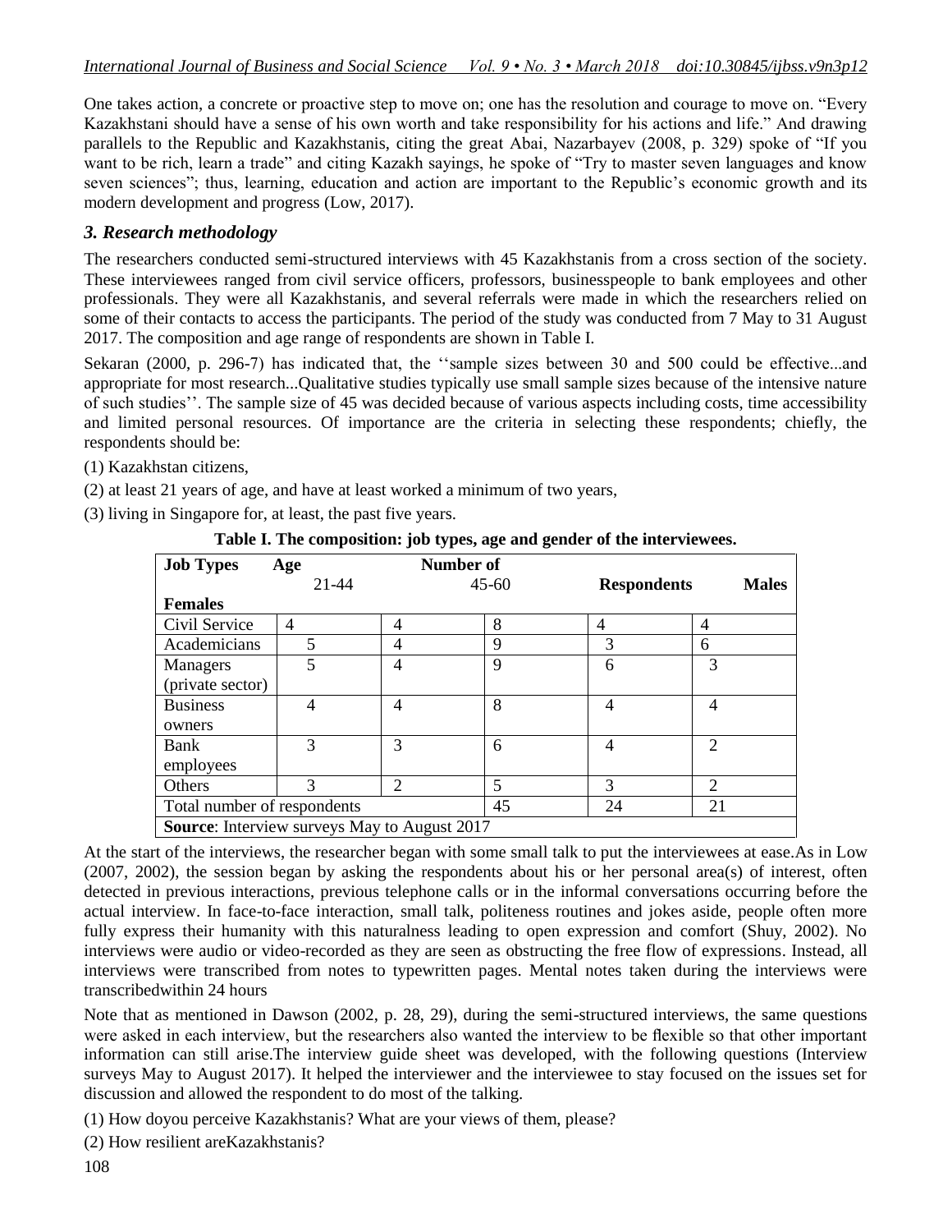One takes action, a concrete or proactive step to move on; one has the resolution and courage to move on. "Every Kazakhstani should have a sense of his own worth and take responsibility for his actions and life." And drawing parallels to the Republic and Kazakhstanis, citing the great Abai, Nazarbayev (2008, p. 329) spoke of "If you want to be rich, learn a trade" and citing Kazakh sayings, he spoke of "Try to master seven languages and know seven sciences"; thus, learning, education and action are important to the Republic's economic growth and its modern development and progress (Low, 2017).

### *3. Research methodology*

The researchers conducted semi-structured interviews with 45 Kazakhstanis from a cross section of the society. These interviewees ranged from civil service officers, professors, businesspeople to bank employees and other professionals. They were all Kazakhstanis, and several referrals were made in which the researchers relied on some of their contacts to access the participants. The period of the study was conducted from 7 May to 31 August 2017. The composition and age range of respondents are shown in Table I.

Sekaran (2000, p. 296-7) has indicated that, the ''sample sizes between 30 and 500 could be effective...and appropriate for most research...Qualitative studies typically use small sample sizes because of the intensive nature of such studies''. The sample size of 45 was decided because of various aspects including costs, time accessibility and limited personal resources. Of importance are the criteria in selecting these respondents; chiefly, the respondents should be:

(1) Kazakhstan citizens,

(2) at least 21 years of age, and have at least worked a minimum of two years,

(3) living in Singapore for, at least, the past five years.

**Table I. The composition: job types, age and gender of the interviewees.**

| **Job Types** | **Age** 21-44 | 45-60 | **Number of Respondents** | **Males** | **Females** |
|---|---|---|---|---|---|
| Civil Service | 4 | 4 | 8 | 4 | 4 |
| Academicians | 5 | 4 | 9 | 3 | 6 |
| Managers (private sector) | 5 | 4 | 9 | 6 | 3 |
| Business owners | 4 | 4 | 8 | 4 | 4 |
| Bank employees | 3 | 3 | 6 | 4 | 2 |
| Others | 3 | 2 | 5 | 3 | 2 |
| Total number of respondents | | | 45 | 24 | 21 |
| **Source**: Interview surveys May to August 2017 | | | | | |

At the start of the interviews, the researcher began with some small talk to put the interviewees at ease.As in Low (2007, 2002), the session began by asking the respondents about his or her personal area(s) of interest, often detected in previous interactions, previous telephone calls or in the informal conversations occurring before the actual interview. In face-to-face interaction, small talk, politeness routines and jokes aside, people often more fully express their humanity with this naturalness leading to open expression and comfort (Shuy, 2002). No interviews were audio or video-recorded as they are seen as obstructing the free flow of expressions. Instead, all interviews were transcribed from notes to typewritten pages. Mental notes taken during the interviews were transcribedwithin 24 hours

Note that as mentioned in Dawson (2002, p. 28, 29), during the semi-structured interviews, the same questions were asked in each interview, but the researchers also wanted the interview to be flexible so that other important information can still arise.The interview guide sheet was developed, with the following questions (Interview surveys May to August 2017). It helped the interviewer and the interviewee to stay focused on the issues set for discussion and allowed the respondent to do most of the talking.

(1) How doyou perceive Kazakhstanis? What are your views of them, please?

(2) How resilient areKazakhstanis?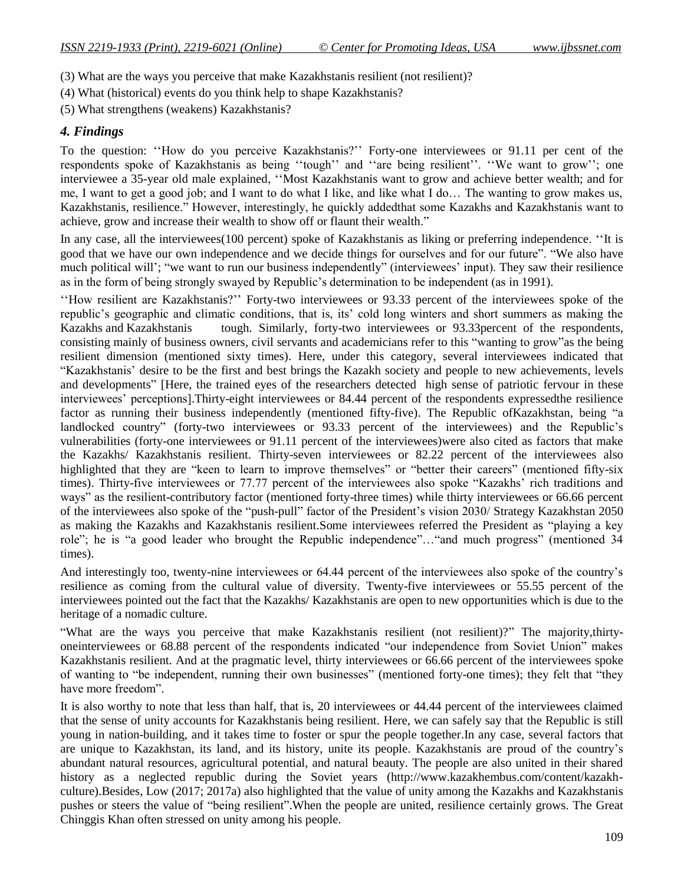(3) What are the ways you perceive that make Kazakhstanis resilient (not resilient)?

(4) What (historical) events do you think help to shape Kazakhstanis?

(5) What strengthens (weakens) Kazakhstanis?

### *4. Findings*

To the question: ''How do you perceive Kazakhstanis?'' Forty-one interviewees or 91.11 per cent of the respondents spoke of Kazakhstanis as being ''tough'' and ''are being resilient''. ''We want to grow''; one interviewee a 35-year old male explained, ''Most Kazakhstanis want to grow and achieve better wealth; and for me, I want to get a good job; and I want to do what I like, and like what I do… The wanting to grow makes us, Kazakhstanis, resilience." However, interestingly, he quickly addedthat some Kazakhs and Kazakhstanis want to achieve, grow and increase their wealth to show off or flaunt their wealth."

In any case, all the interviewees(100 percent) spoke of Kazakhstanis as liking or preferring independence. ''It is good that we have our own independence and we decide things for ourselves and for our future". "We also have much political will'; "we want to run our business independently" (interviewees' input). They saw their resilience as in the form of being strongly swayed by Republic's determination to be independent (as in 1991).

''How resilient are Kazakhstanis?'' Forty-two interviewees or 93.33 percent of the interviewees spoke of the republic's geographic and climatic conditions, that is, its' cold long winters and short summers as making the Kazakhs and Kazakhstanis tough. Similarly, forty-two interviewees or 93.33percent of the respondents, consisting mainly of business owners, civil servants and academicians refer to this "wanting to grow"as the being resilient dimension (mentioned sixty times). Here, under this category, several interviewees indicated that "Kazakhstanis' desire to be the first and best brings the Kazakh society and people to new achievements, levels and developments" [Here, the trained eyes of the researchers detected high sense of patriotic fervour in these interviewees' perceptions].Thirty-eight interviewees or 84.44 percent of the respondents expressedthe resilience factor as running their business independently (mentioned fifty-five). The Republic ofKazakhstan, being "a landlocked country" (forty-two interviewees or 93.33 percent of the interviewees) and the Republic's vulnerabilities (forty-one interviewees or 91.11 percent of the interviewees)were also cited as factors that make the Kazakhs/ Kazakhstanis resilient. Thirty-seven interviewees or 82.22 percent of the interviewees also highlighted that they are "keen to learn to improve themselves" or "better their careers" (mentioned fifty-six times). Thirty-five interviewees or 77.77 percent of the interviewees also spoke "Kazakhs' rich traditions and ways" as the resilient-contributory factor (mentioned forty-three times) while thirty interviewees or 66.66 percent of the interviewees also spoke of the "push-pull" factor of the President's vision 2030/ Strategy Kazakhstan 2050 as making the Kazakhs and Kazakhstanis resilient.Some interviewees referred the President as "playing a key role"; he is "a good leader who brought the Republic independence"…"and much progress" (mentioned 34 times).

And interestingly too, twenty-nine interviewees or 64.44 percent of the interviewees also spoke of the country's resilience as coming from the cultural value of diversity. Twenty-five interviewees or 55.55 percent of the interviewees pointed out the fact that the Kazakhs/ Kazakhstanis are open to new opportunities which is due to the heritage of a nomadic culture.

"What are the ways you perceive that make Kazakhstanis resilient (not resilient)?" The majority,thirty-oneinterviewees or 68.88 percent of the respondents indicated "our independence from Soviet Union" makes Kazakhstanis resilient. And at the pragmatic level, thirty interviewees or 66.66 percent of the interviewees spoke of wanting to "be independent, running their own businesses" (mentioned forty-one times); they felt that "they have more freedom".

It is also worthy to note that less than half, that is, 20 interviewees or 44.44 percent of the interviewees claimed that the sense of unity accounts for Kazakhstanis being resilient. Here, we can safely say that the Republic is still young in nation-building, and it takes time to foster or spur the people together.In any case, several factors that are unique to Kazakhstan, its land, and its history, unite its people. Kazakhstanis are proud of the country's abundant natural resources, agricultural potential, and natural beauty. The people are also united in their shared history as a neglected republic during the Soviet years (http://www.kazakhembus.com/content/kazakh-culture).Besides, Low (2017; 2017a) also highlighted that the value of unity among the Kazakhs and Kazakhstanis pushes or steers the value of "being resilient".When the people are united, resilience certainly grows. The Great Chinggis Khan often stressed on unity among his people.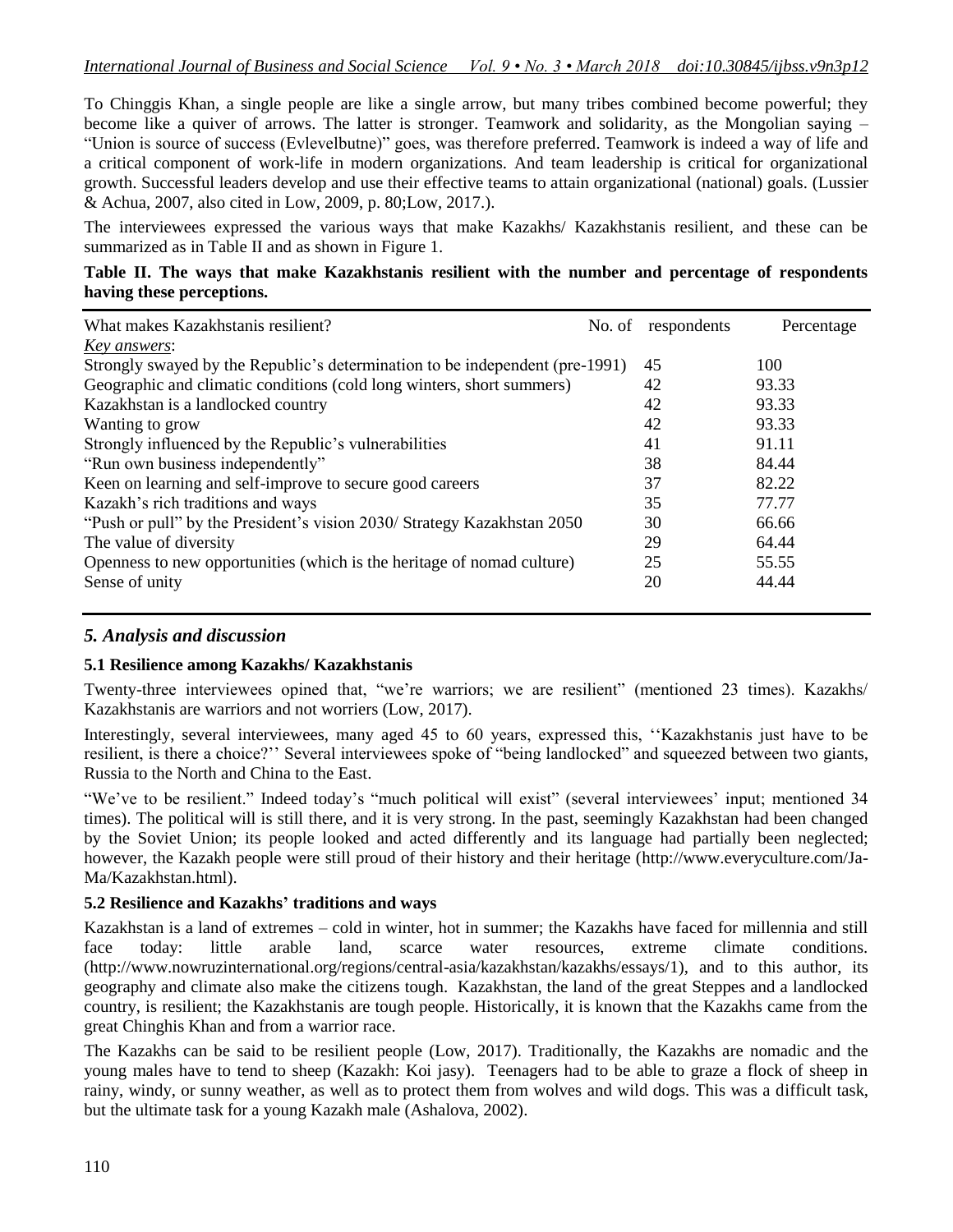To Chinggis Khan, a single people are like a single arrow, but many tribes combined become powerful; they become like a quiver of arrows. The latter is stronger. Teamwork and solidarity, as the Mongolian saying – "Union is source of success (Evlevelbutne)" goes, was therefore preferred. Teamwork is indeed a way of life and a critical component of work-life in modern organizations. And team leadership is critical for organizational growth. Successful leaders develop and use their effective teams to attain organizational (national) goals. (Lussier & Achua, 2007, also cited in Low, 2009, p. 80;Low, 2017.).

The interviewees expressed the various ways that make Kazakhs/ Kazakhstanis resilient, and these can be summarized as in Table II and as shown in Figure 1.

**Table II. The ways that make Kazakhstanis resilient with the number and percentage of respondents having these perceptions.**

| What makes Kazakhstanis resilient? | No. of respondents | Percentage |
|---|---|---|
| *Key answers*: | | |
| Strongly swayed by the Republic's determination to be independent (pre-1991) | 45 | 100 |
| Geographic and climatic conditions (cold long winters, short summers) | 42 | 93.33 |
| Kazakhstan is a landlocked country | 42 | 93.33 |
| Wanting to grow | 42 | 93.33 |
| Strongly influenced by the Republic's vulnerabilities | 41 | 91.11 |
| "Run own business independently" | 38 | 84.44 |
| Keen on learning and self-improve to secure good careers | 37 | 82.22 |
| Kazakh's rich traditions and ways | 35 | 77.77 |
| "Push or pull" by the President's vision 2030/ Strategy Kazakhstan 2050 | 30 | 66.66 |
| The value of diversity | 29 | 64.44 |
| Openness to new opportunities (which is the heritage of nomad culture) | 25 | 55.55 |
| Sense of unity | 20 | 44.44 |

## *5. Analysis and discussion*

### 5.1 Resilience among Kazakhs/ Kazakhstanis

Twenty-three interviewees opined that, "we're warriors; we are resilient" (mentioned 23 times). Kazakhs/ Kazakhstanis are warriors and not worriers (Low, 2017).

Interestingly, several interviewees, many aged 45 to 60 years, expressed this, ''Kazakhstanis just have to be resilient, is there a choice?'' Several interviewees spoke of "being landlocked" and squeezed between two giants, Russia to the North and China to the East.

"We've to be resilient." Indeed today's "much political will exist" (several interviewees' input; mentioned 34 times). The political will is still there, and it is very strong. In the past, seemingly Kazakhstan had been changed by the Soviet Union; its people looked and acted differently and its language had partially been neglected; however, the Kazakh people were still proud of their history and their heritage (http://www.everyculture.com/Ja-Ma/Kazakhstan.html).

### 5.2 Resilience and Kazakhs' traditions and ways

Kazakhstan is a land of extremes – cold in winter, hot in summer; the Kazakhs have faced for millennia and still face today: little arable land, scarce water resources, extreme climate conditions. (http://www.nowruzinternational.org/regions/central-asia/kazakhstan/kazakhs/essays/1), and to this author, its geography and climate also make the citizens tough. Kazakhstan, the land of the great Steppes and a landlocked country, is resilient; the Kazakhstanis are tough people. Historically, it is known that the Kazakhs came from the great Chinghis Khan and from a warrior race.

The Kazakhs can be said to be resilient people (Low, 2017). Traditionally, the Kazakhs are nomadic and the young males have to tend to sheep (Kazakh: Koi jasy). Teenagers had to be able to graze a flock of sheep in rainy, windy, or sunny weather, as well as to protect them from wolves and wild dogs. This was a difficult task, but the ultimate task for a young Kazakh male (Ashalova, 2002).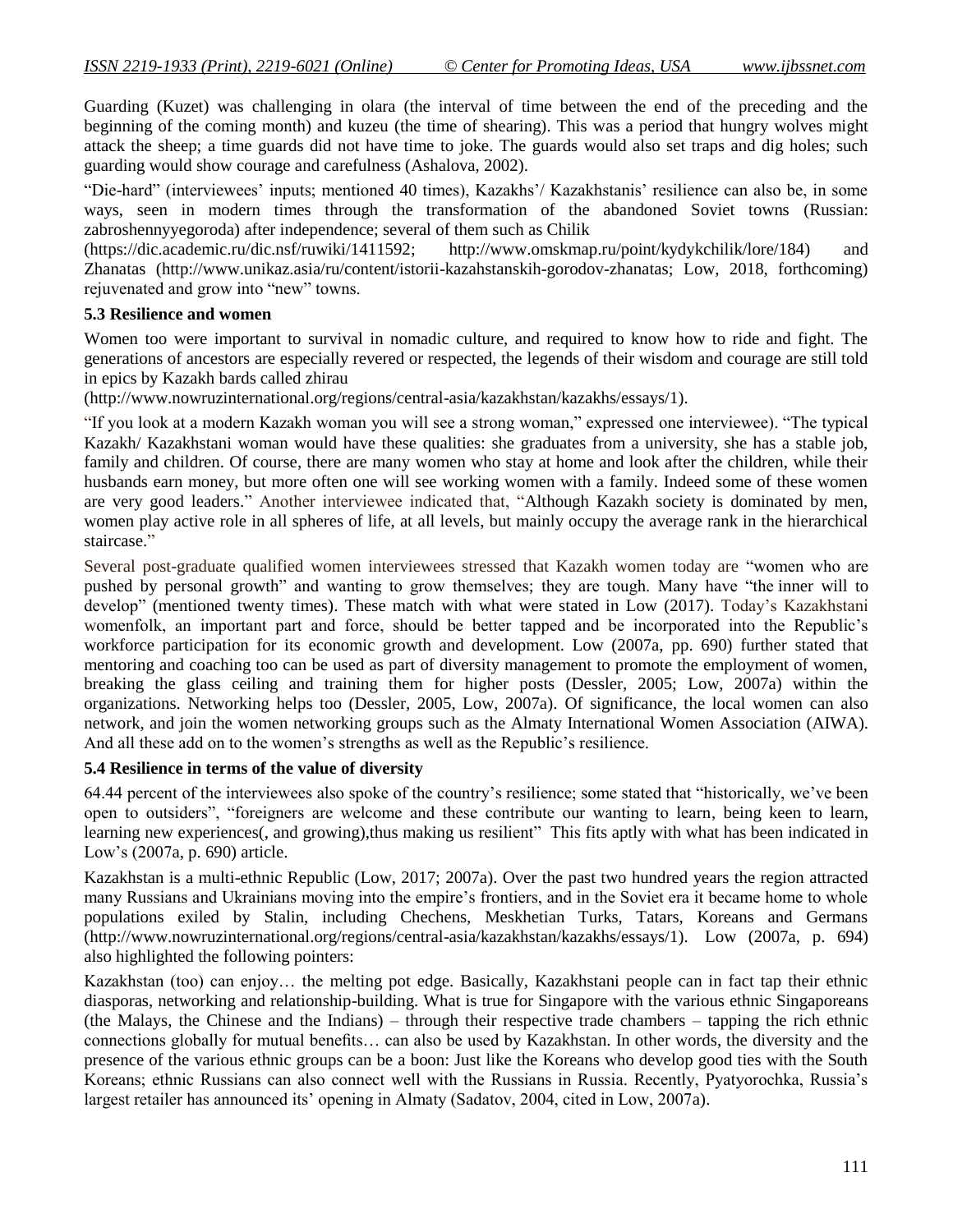Guarding (Kuzet) was challenging in olara (the interval of time between the end of the preceding and the beginning of the coming month) and kuzeu (the time of shearing). This was a period that hungry wolves might attack the sheep; a time guards did not have time to joke. The guards would also set traps and dig holes; such guarding would show courage and carefulness (Ashalova, 2002).

"Die-hard" (interviewees' inputs; mentioned 40 times), Kazakhs'/ Kazakhstanis' resilience can also be, in some ways, seen in modern times through the transformation of the abandoned Soviet towns (Russian: zabroshennyyegoroda) after independence; several of them such as Chilik (https://dic.academic.ru/dic.nsf/ruwiki/1411592; http://www.omskmap.ru/point/kydykchilik/lore/184) and Zhanatas (http://www.unikaz.asia/ru/content/istorii-kazahstanskih-gorodov-zhanatas; Low, 2018, forthcoming) rejuvenated and grow into "new" towns.

### 5.3 Resilience and women

Women too were important to survival in nomadic culture, and required to know how to ride and fight. The generations of ancestors are especially revered or respected, the legends of their wisdom and courage are still told in epics by Kazakh bards called zhirau (http://www.nowruzinternational.org/regions/central-asia/kazakhstan/kazakhs/essays/1).

"If you look at a modern Kazakh woman you will see a strong woman," expressed one interviewee). "The typical Kazakh/ Kazakhstani woman would have these qualities: she graduates from a university, she has a stable job, family and children. Of course, there are many women who stay at home and look after the children, while their husbands earn money, but more often one will see working women with a family. Indeed some of these women are very good leaders." Another interviewee indicated that, "Although Kazakh society is dominated by men, women play active role in all spheres of life, at all levels, but mainly occupy the average rank in the hierarchical staircase."

Several post-graduate qualified women interviewees stressed that Kazakh women today are "women who are pushed by personal growth" and wanting to grow themselves; they are tough. Many have "the inner will to develop" (mentioned twenty times). These match with what were stated in Low (2017). Today's Kazakhstani womenfolk, an important part and force, should be better tapped and be incorporated into the Republic's workforce participation for its economic growth and development. Low (2007a, pp. 690) further stated that mentoring and coaching too can be used as part of diversity management to promote the employment of women, breaking the glass ceiling and training them for higher posts (Dessler, 2005; Low, 2007a) within the organizations. Networking helps too (Dessler, 2005, Low, 2007a). Of significance, the local women can also network, and join the women networking groups such as the Almaty International Women Association (AIWA). And all these add on to the women's strengths as well as the Republic's resilience.

### 5.4 Resilience in terms of the value of diversity

64.44 percent of the interviewees also spoke of the country's resilience; some stated that "historically, we've been open to outsiders", "foreigners are welcome and these contribute our wanting to learn, being keen to learn, learning new experiences(, and growing),thus making us resilient" This fits aptly with what has been indicated in Low's (2007a, p. 690) article.

Kazakhstan is a multi-ethnic Republic (Low, 2017; 2007a). Over the past two hundred years the region attracted many Russians and Ukrainians moving into the empire's frontiers, and in the Soviet era it became home to whole populations exiled by Stalin, including Chechens, Meskhetian Turks, Tatars, Koreans and Germans (http://www.nowruzinternational.org/regions/central-asia/kazakhstan/kazakhs/essays/1). Low (2007a, p. 694) also highlighted the following pointers:

Kazakhstan (too) can enjoy… the melting pot edge. Basically, Kazakhstani people can in fact tap their ethnic diasporas, networking and relationship-building. What is true for Singapore with the various ethnic Singaporeans (the Malays, the Chinese and the Indians) – through their respective trade chambers – tapping the rich ethnic connections globally for mutual benefits… can also be used by Kazakhstan. In other words, the diversity and the presence of the various ethnic groups can be a boon: Just like the Koreans who develop good ties with the South Koreans; ethnic Russians can also connect well with the Russians in Russia. Recently, Pyatyorochka, Russia's largest retailer has announced its' opening in Almaty (Sadatov, 2004, cited in Low, 2007a).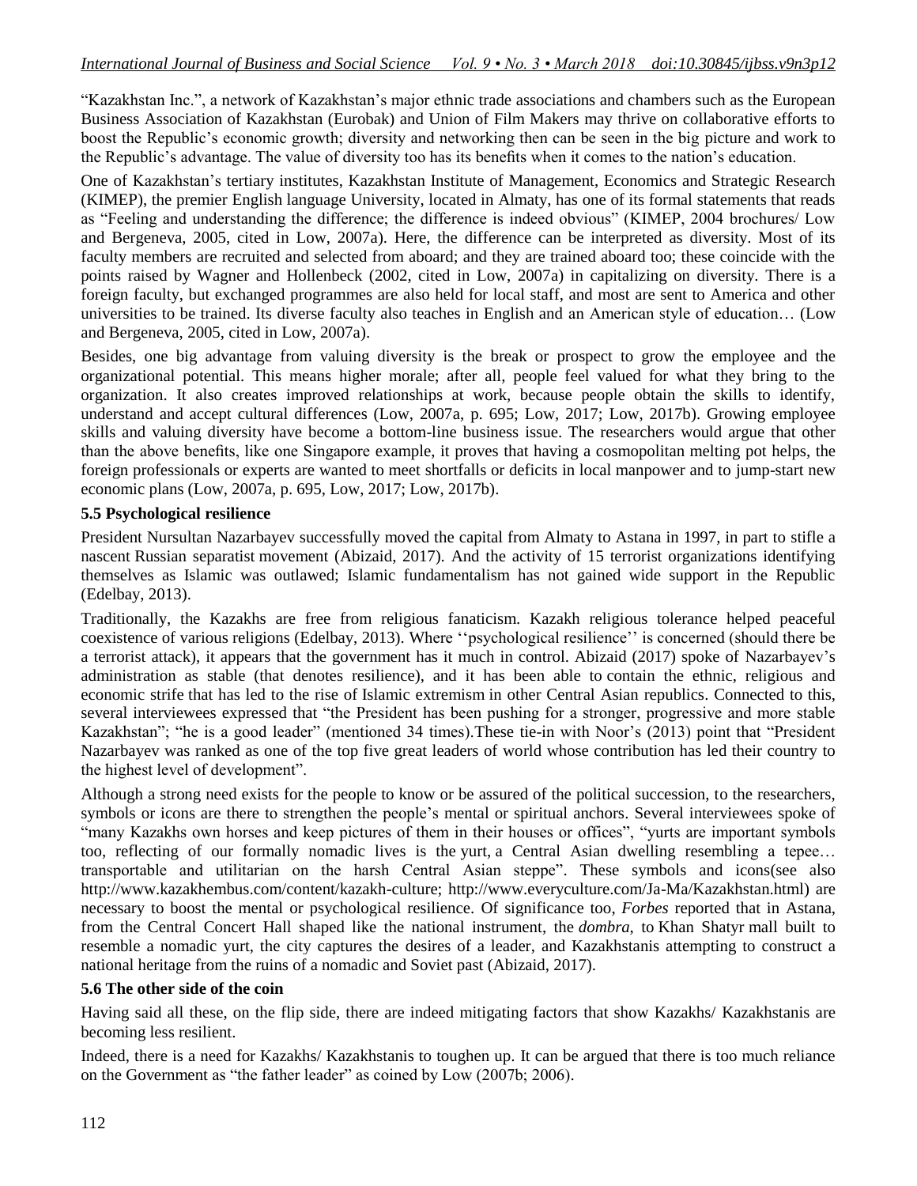"Kazakhstan Inc.", a network of Kazakhstan's major ethnic trade associations and chambers such as the European Business Association of Kazakhstan (Eurobak) and Union of Film Makers may thrive on collaborative efforts to boost the Republic's economic growth; diversity and networking then can be seen in the big picture and work to the Republic's advantage. The value of diversity too has its benefits when it comes to the nation's education.

One of Kazakhstan's tertiary institutes, Kazakhstan Institute of Management, Economics and Strategic Research (KIMEP), the premier English language University, located in Almaty, has one of its formal statements that reads as "Feeling and understanding the difference; the difference is indeed obvious" (KIMEP, 2004 brochures/ Low and Bergeneva, 2005, cited in Low, 2007a). Here, the difference can be interpreted as diversity. Most of its faculty members are recruited and selected from aboard; and they are trained aboard too; these coincide with the points raised by Wagner and Hollenbeck (2002, cited in Low, 2007a) in capitalizing on diversity. There is a foreign faculty, but exchanged programmes are also held for local staff, and most are sent to America and other universities to be trained. Its diverse faculty also teaches in English and an American style of education… (Low and Bergeneva, 2005, cited in Low, 2007a).

Besides, one big advantage from valuing diversity is the break or prospect to grow the employee and the organizational potential. This means higher morale; after all, people feel valued for what they bring to the organization. It also creates improved relationships at work, because people obtain the skills to identify, understand and accept cultural differences (Low, 2007a, p. 695; Low, 2017; Low, 2017b). Growing employee skills and valuing diversity have become a bottom-line business issue. The researchers would argue that other than the above benefits, like one Singapore example, it proves that having a cosmopolitan melting pot helps, the foreign professionals or experts are wanted to meet shortfalls or deficits in local manpower and to jump-start new economic plans (Low, 2007a, p. 695, Low, 2017; Low, 2017b).

### 5.5 Psychological resilience

President Nursultan Nazarbayev successfully moved the capital from Almaty to Astana in 1997, in part to stifle a nascent Russian separatist movement (Abizaid, 2017). And the activity of 15 terrorist organizations identifying themselves as Islamic was outlawed; Islamic fundamentalism has not gained wide support in the Republic (Edelbay, 2013).

Traditionally, the Kazakhs are free from religious fanaticism. Kazakh religious tolerance helped peaceful coexistence of various religions (Edelbay, 2013). Where ''psychological resilience'' is concerned (should there be a terrorist attack), it appears that the government has it much in control. Abizaid (2017) spoke of Nazarbayev's administration as stable (that denotes resilience), and it has been able to contain the ethnic, religious and economic strife that has led to the rise of Islamic extremism in other Central Asian republics. Connected to this, several interviewees expressed that "the President has been pushing for a stronger, progressive and more stable Kazakhstan"; "he is a good leader" (mentioned 34 times).These tie-in with Noor's (2013) point that "President Nazarbayev was ranked as one of the top five great leaders of world whose contribution has led their country to the highest level of development".

Although a strong need exists for the people to know or be assured of the political succession, to the researchers, symbols or icons are there to strengthen the people's mental or spiritual anchors. Several interviewees spoke of "many Kazakhs own horses and keep pictures of them in their houses or offices", "yurts are important symbols too, reflecting of our formally nomadic lives is the yurt, a Central Asian dwelling resembling a tepee… transportable and utilitarian on the harsh Central Asian steppe". These symbols and icons(see also http://www.kazakhembus.com/content/kazakh-culture; http://www.everyculture.com/Ja-Ma/Kazakhstan.html) are necessary to boost the mental or psychological resilience. Of significance too, *Forbes* reported that in Astana, from the Central Concert Hall shaped like the national instrument, the *dombra,* to Khan Shatyr mall built to resemble a nomadic yurt, the city captures the desires of a leader, and Kazakhstanis attempting to construct a national heritage from the ruins of a nomadic and Soviet past (Abizaid, 2017).

### 5.6 The other side of the coin

Having said all these, on the flip side, there are indeed mitigating factors that show Kazakhs/ Kazakhstanis are becoming less resilient.

Indeed, there is a need for Kazakhs/ Kazakhstanis to toughen up. It can be argued that there is too much reliance on the Government as "the father leader" as coined by Low (2007b; 2006).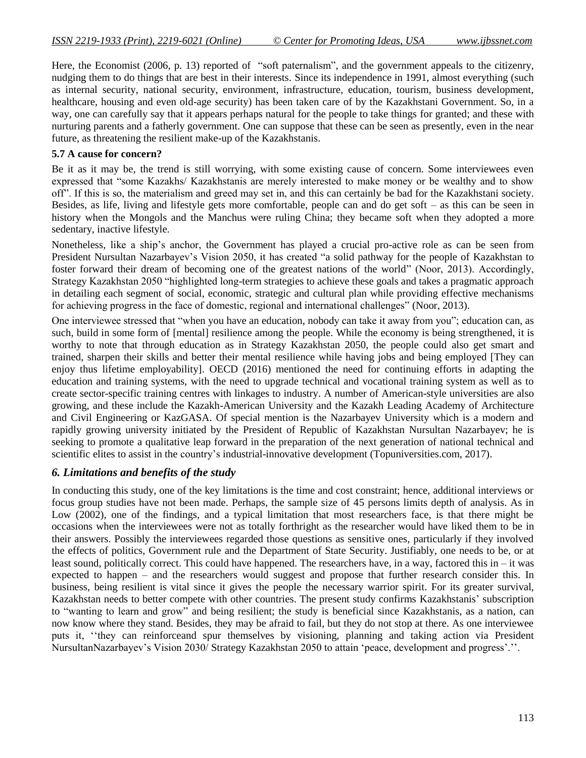Here, the Economist (2006, p. 13) reported of "soft paternalism", and the government appeals to the citizenry, nudging them to do things that are best in their interests. Since its independence in 1991, almost everything (such as internal security, national security, environment, infrastructure, education, tourism, business development, healthcare, housing and even old-age security) has been taken care of by the Kazakhstani Government. So, in a way, one can carefully say that it appears perhaps natural for the people to take things for granted; and these with nurturing parents and a fatherly government. One can suppose that these can be seen as presently, even in the near future, as threatening the resilient make-up of the Kazakhstanis.

**5.7 A cause for concern?**

Be it as it may be, the trend is still worrying, with some existing cause of concern. Some interviewees even expressed that "some Kazakhs/ Kazakhstanis are merely interested to make money or be wealthy and to show off". If this is so, the materialism and greed may set in, and this can certainly be bad for the Kazakhstani society. Besides, as life, living and lifestyle gets more comfortable, people can and do get soft – as this can be seen in history when the Mongols and the Manchus were ruling China; they became soft when they adopted a more sedentary, inactive lifestyle.

Nonetheless, like a ship's anchor, the Government has played a crucial pro-active role as can be seen from President Nursultan Nazarbayev's Vision 2050, it has created "a solid pathway for the people of Kazakhstan to foster forward their dream of becoming one of the greatest nations of the world" (Noor, 2013). Accordingly, Strategy Kazakhstan 2050 "highlighted long-term strategies to achieve these goals and takes a pragmatic approach in detailing each segment of social, economic, strategic and cultural plan while providing effective mechanisms for achieving progress in the face of domestic, regional and international challenges" (Noor, 2013).

One interviewee stressed that "when you have an education, nobody can take it away from you"; education can, as such, build in some form of [mental] resilience among the people. While the economy is being strengthened, it is worthy to note that through education as in Strategy Kazakhstan 2050, the people could also get smart and trained, sharpen their skills and better their mental resilience while having jobs and being employed [They can enjoy thus lifetime employability]. OECD (2016) mentioned the need for continuing efforts in adapting the education and training systems, with the need to upgrade technical and vocational training system as well as to create sector-specific training centres with linkages to industry. A number of American-style universities are also growing, and these include the Kazakh-American University and the Kazakh Leading Academy of Architecture and Civil Engineering or KazGASA. Of special mention is the Nazarbayev University which is a modern and rapidly growing university initiated by the President of Republic of Kazakhstan Nursultan Nazarbayev; he is seeking to promote a qualitative leap forward in the preparation of the next generation of national technical and scientific elites to assist in the country's industrial-innovative development (Topuniversities.com, 2017).

## *6. Limitations and benefits of the study*

In conducting this study, one of the key limitations is the time and cost constraint; hence, additional interviews or focus group studies have not been made. Perhaps, the sample size of 45 persons limits depth of analysis. As in Low (2002), one of the findings, and a typical limitation that most researchers face, is that there might be occasions when the interviewees were not as totally forthright as the researcher would have liked them to be in their answers. Possibly the interviewees regarded those questions as sensitive ones, particularly if they involved the effects of politics, Government rule and the Department of State Security. Justifiably, one needs to be, or at least sound, politically correct. This could have happened. The researchers have, in a way, factored this in – it was expected to happen – and the researchers would suggest and propose that further research consider this. In business, being resilient is vital since it gives the people the necessary warrior spirit. For its greater survival, Kazakhstan needs to better compete with other countries. The present study confirms Kazakhstanis' subscription to "wanting to learn and grow" and being resilient; the study is beneficial since Kazakhstanis, as a nation, can now know where they stand. Besides, they may be afraid to fail, but they do not stop at there. As one interviewee puts it, ''they can reinforceand spur themselves by visioning, planning and taking action via President NursultanNazarbayev's Vision 2030/ Strategy Kazakhstan 2050 to attain 'peace, development and progress'.''.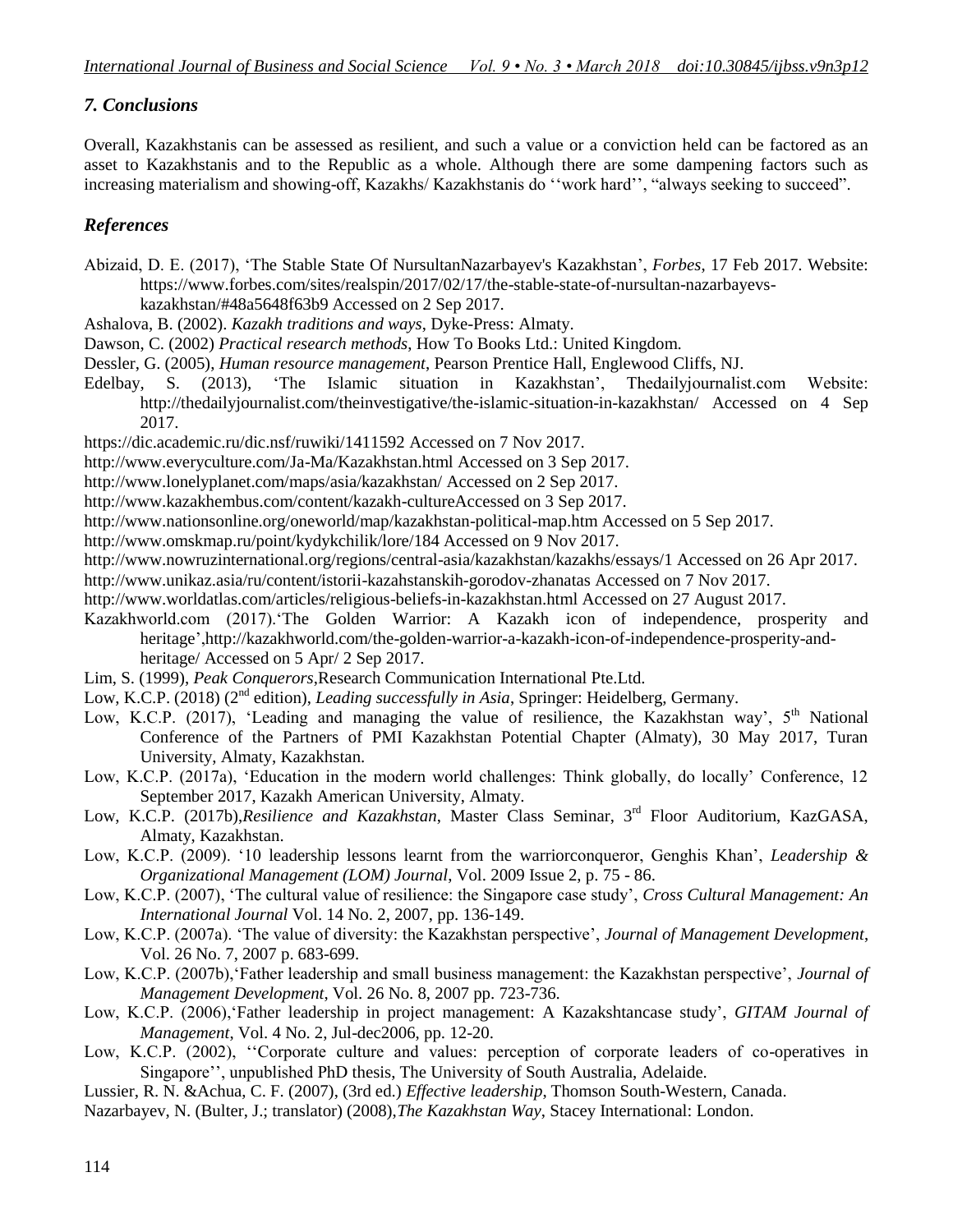## *7. Conclusions*

Overall, Kazakhstanis can be assessed as resilient, and such a value or a conviction held can be factored as an asset to Kazakhstanis and to the Republic as a whole. Although there are some dampening factors such as increasing materialism and showing-off, Kazakhs/ Kazakhstanis do ''work hard'', "always seeking to succeed".

## *References*

Abizaid, D. E. (2017), 'The Stable State Of NursultanNazarbayev's Kazakhstan', *Forbes*, 17 Feb 2017. Website: https://www.forbes.com/sites/realspin/2017/02/17/the-stable-state-of-nursultan-nazarbayevs-kazakhstan/#48a5648f63b9 Accessed on 2 Sep 2017.

Ashalova, B. (2002). *Kazakh traditions and ways*, Dyke-Press: Almaty.

Dawson, C. (2002) *Practical research methods*, How To Books Ltd.: United Kingdom.

Dessler, G. (2005), *Human resource management*, Pearson Prentice Hall, Englewood Cliffs, NJ.

Edelbay, S. (2013), 'The Islamic situation in Kazakhstan', Thedailyjournalist.com Website: http://thedailyjournalist.com/theinvestigative/the-islamic-situation-in-kazakhstan/ Accessed on 4 Sep 2017.

https://dic.academic.ru/dic.nsf/ruwiki/1411592 Accessed on 7 Nov 2017.

http://www.everyculture.com/Ja-Ma/Kazakhstan.html Accessed on 3 Sep 2017.

http://www.lonelyplanet.com/maps/asia/kazakhstan/ Accessed on 2 Sep 2017.

http://www.kazakhembus.com/content/kazakh-cultureAccessed on 3 Sep 2017.

http://www.nationsonline.org/oneworld/map/kazakhstan-political-map.htm Accessed on 5 Sep 2017.

http://www.omskmap.ru/point/kydykchilik/lore/184 Accessed on 9 Nov 2017.

http://www.nowruzinternational.org/regions/central-asia/kazakhstan/kazakhs/essays/1 Accessed on 26 Apr 2017.

http://www.unikaz.asia/ru/content/istorii-kazahstanskih-gorodov-zhanatas Accessed on 7 Nov 2017.

http://www.worldatlas.com/articles/religious-beliefs-in-kazakhstan.html Accessed on 27 August 2017.

Kazakhworld.com (2017).'The Golden Warrior: A Kazakh icon of independence, prosperity and heritage',http://kazakhworld.com/the-golden-warrior-a-kazakh-icon-of-independence-prosperity-and-heritage/ Accessed on 5 Apr/ 2 Sep 2017.

Lim, S. (1999), *Peak Conquerors*,Research Communication International Pte.Ltd.

Low, K.C.P. (2018) (2nd edition), *Leading successfully in Asia*, Springer: Heidelberg, Germany.

Low, K.C.P. (2017), 'Leading and managing the value of resilience, the Kazakhstan way', 5th National Conference of the Partners of PMI Kazakhstan Potential Chapter (Almaty), 30 May 2017, Turan University, Almaty, Kazakhstan.

Low, K.C.P. (2017a), 'Education in the modern world challenges: Think globally, do locally' Conference, 12 September 2017, Kazakh American University, Almaty.

Low, K.C.P. (2017b),*Resilience and Kazakhstan*, Master Class Seminar, 3rd Floor Auditorium, KazGASA, Almaty, Kazakhstan.

Low, K.C.P. (2009). '10 leadership lessons learnt from the warriorconqueror, Genghis Khan', *Leadership & Organizational Management (LOM) Journal*, Vol. 2009 Issue 2, p. 75 - 86.

Low, K.C.P. (2007), 'The cultural value of resilience: the Singapore case study', *Cross Cultural Management: An International Journal* Vol. 14 No. 2, 2007, pp. 136-149.

Low, K.C.P. (2007a). 'The value of diversity: the Kazakhstan perspective', *Journal of Management Development*, Vol. 26 No. 7, 2007 p. 683-699.

Low, K.C.P. (2007b),'Father leadership and small business management: the Kazakhstan perspective', *Journal of Management Development*, Vol. 26 No. 8, 2007 pp. 723-736.

Low, K.C.P. (2006),'Father leadership in project management: A Kazakshtancase study', *GITAM Journal of Management*, Vol. 4 No. 2, Jul-dec2006, pp. 12-20.

Low, K.C.P. (2002), ''Corporate culture and values: perception of corporate leaders of co-operatives in Singapore'', unpublished PhD thesis, The University of South Australia, Adelaide.

Lussier, R. N. &Achua, C. F. (2007), (3rd ed.) *Effective leadership*, Thomson South-Western, Canada.

Nazarbayev, N. (Bulter, J.; translator) (2008),*The Kazakhstan Way*, Stacey International: London.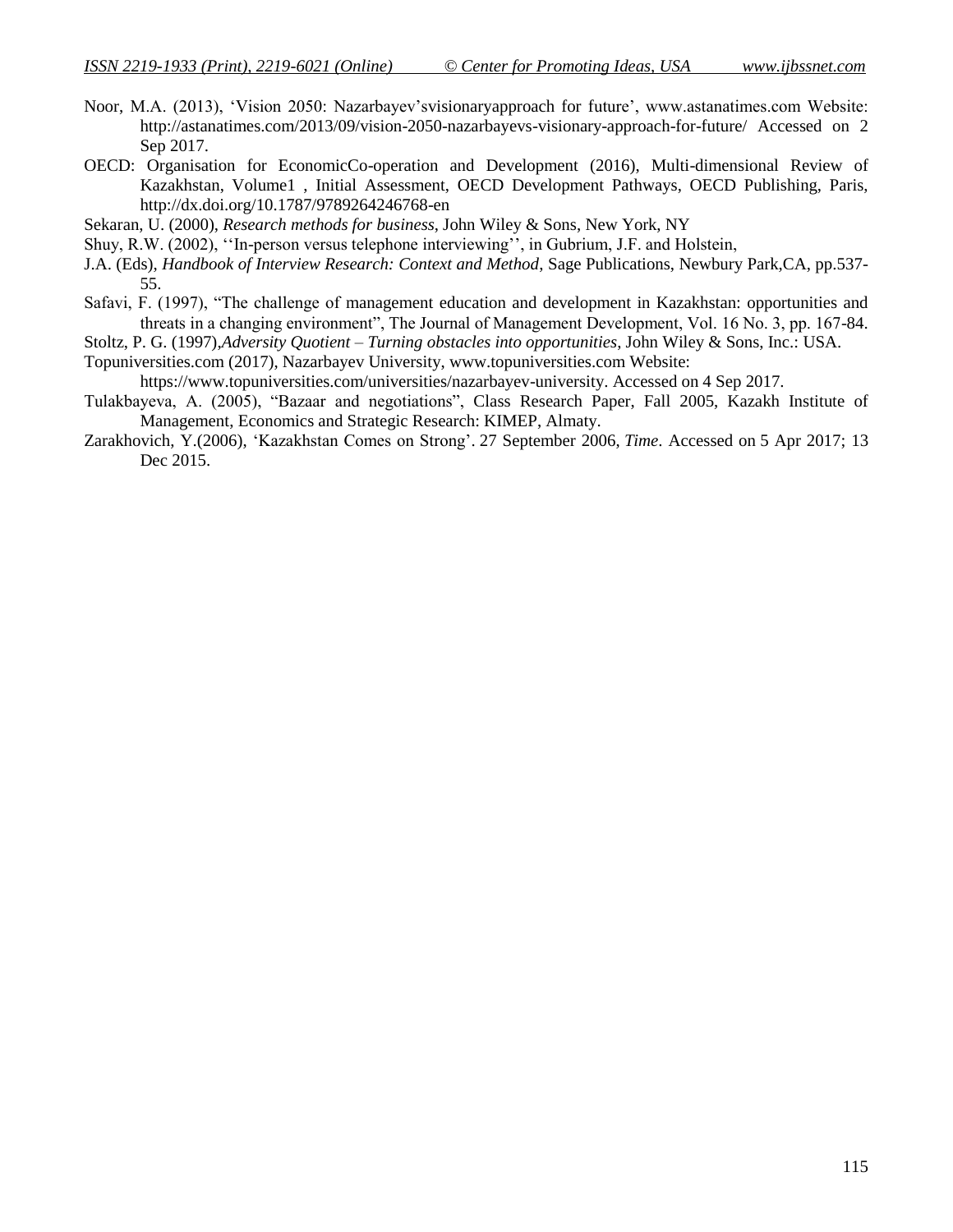Noor, M.A. (2013), 'Vision 2050: Nazarbayev'svisionaryapproach for future', www.astanatimes.com Website: http://astanatimes.com/2013/09/vision-2050-nazarbayevs-visionary-approach-for-future/ Accessed on 2 Sep 2017.

OECD: Organisation for EconomicCo-operation and Development (2016), Multi-dimensional Review of Kazakhstan, Volume1 , Initial Assessment, OECD Development Pathways, OECD Publishing, Paris, http://dx.doi.org/10.1787/9789264246768-en

Sekaran, U. (2000), *Research methods for business*, John Wiley & Sons, New York, NY

Shuy, R.W. (2002), ''In-person versus telephone interviewing'', in Gubrium, J.F. and Holstein,

J.A. (Eds), *Handbook of Interview Research: Context and Method*, Sage Publications, Newbury Park,CA, pp.537-55.

Safavi, F. (1997), "The challenge of management education and development in Kazakhstan: opportunities and threats in a changing environment", The Journal of Management Development, Vol. 16 No. 3, pp. 167-84.

Stoltz, P. G. (1997),*Adversity Quotient – Turning obstacles into opportunities*, John Wiley & Sons, Inc.: USA.

Topuniversities.com (2017), Nazarbayev University, www.topuniversities.com Website: https://www.topuniversities.com/universities/nazarbayev-university. Accessed on 4 Sep 2017.

Tulakbayeva, A. (2005), "Bazaar and negotiations", Class Research Paper, Fall 2005, Kazakh Institute of Management, Economics and Strategic Research: KIMEP, Almaty.

Zarakhovich, Y.(2006), 'Kazakhstan Comes on Strong'. 27 September 2006, *Time*. Accessed on 5 Apr 2017; 13 Dec 2015.